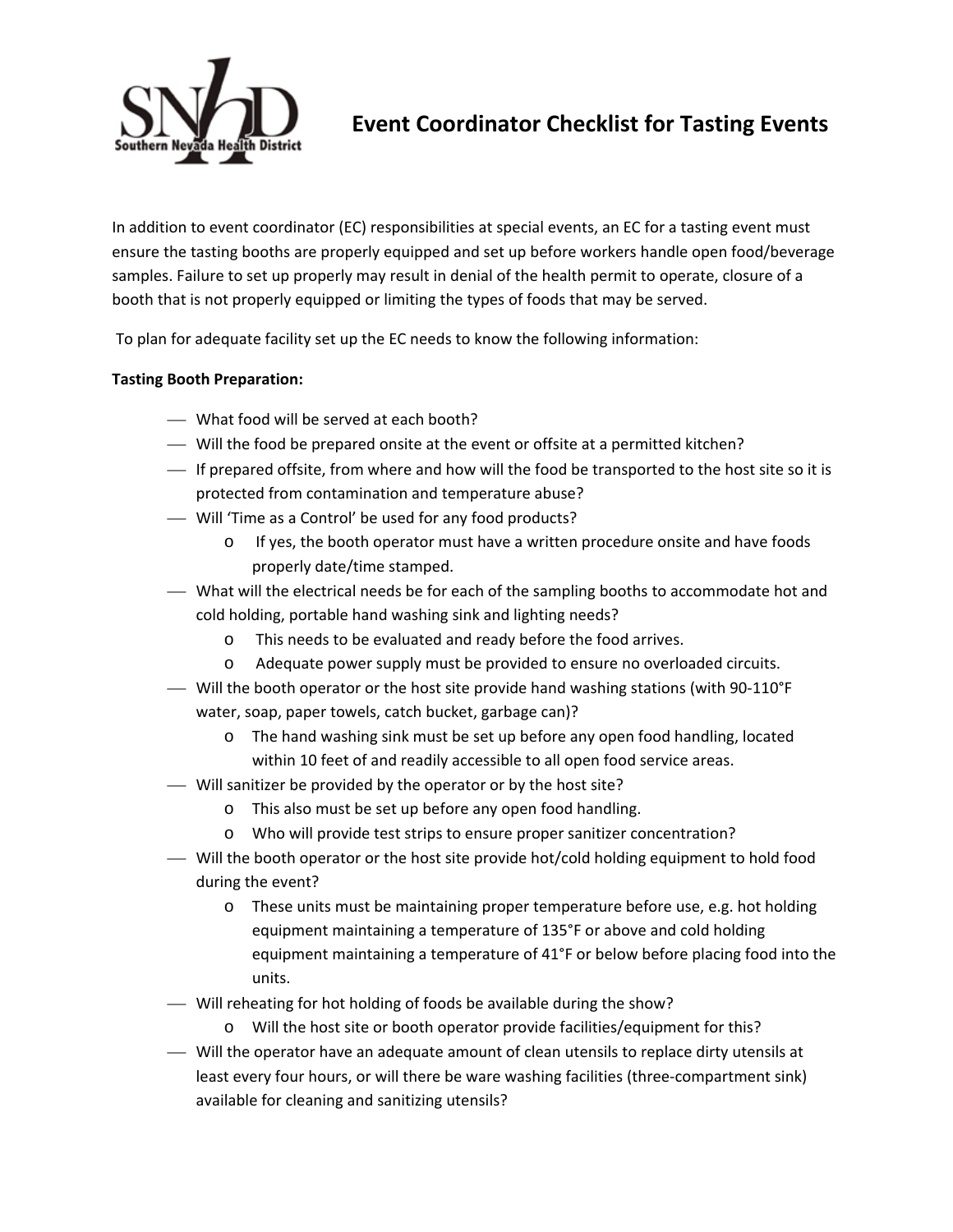# Event Coordinator Checklist for Tasting Events

In addition to event coordinator (EC) responsibilities at special events, an EC for a tasting event must ensure the tasting booths are properly equipped and set up before workers handle open food/beverage samples. Failure to set up properly may result in denial of the health permit to operate, closure of a booth that is not properly equipped or limiting the types of foods that may be served.

To plan for adequate facility set up the EC needs to know the following information:

**Tasting Booth Preparation:**

- What food will be served at each booth?
- Will the food be prepared onsite at the event or offsite at a permitted kitchen?
- If prepared offsite, from where and how will the food be transported to the host site so it is protected from contamination and temperature abuse?
- Will 'Time as a Control' be used for any food products?
  - If yes, the booth operator must have a written procedure onsite and have foods properly date/time stamped.
- What will the electrical needs be for each of the sampling booths to accommodate hot and cold holding, portable hand washing sink and lighting needs?
  - This needs to be evaluated and ready before the food arrives.
  - Adequate power supply must be provided to ensure no overloaded circuits.
- Will the booth operator or the host site provide hand washing stations (with 90-110°F water, soap, paper towels, catch bucket, garbage can)?
  - The hand washing sink must be set up before any open food handling, located within 10 feet of and readily accessible to all open food service areas.
- Will sanitizer be provided by the operator or by the host site?
  - This also must be set up before any open food handling.
  - Who will provide test strips to ensure proper sanitizer concentration?
- Will the booth operator or the host site provide hot/cold holding equipment to hold food during the event?
  - These units must be maintaining proper temperature before use, e.g. hot holding equipment maintaining a temperature of 135°F or above and cold holding equipment maintaining a temperature of 41°F or below before placing food into the units.
- Will reheating for hot holding of foods be available during the show?
  - Will the host site or booth operator provide facilities/equipment for this?
- Will the operator have an adequate amount of clean utensils to replace dirty utensils at least every four hours, or will there be ware washing facilities (three-compartment sink) available for cleaning and sanitizing utensils?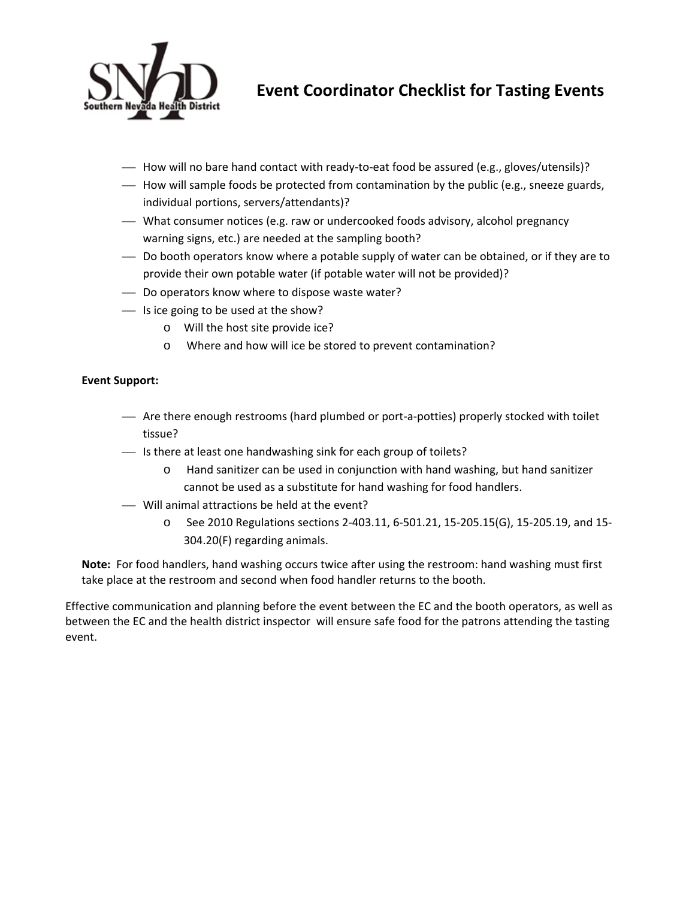# Event Coordinator Checklist for Tasting Events

- How will no bare hand contact with ready-to-eat food be assured (e.g., gloves/utensils)?
- How will sample foods be protected from contamination by the public (e.g., sneeze guards, individual portions, servers/attendants)?
- What consumer notices (e.g. raw or undercooked foods advisory, alcohol pregnancy warning signs, etc.) are needed at the sampling booth?
- Do booth operators know where a potable supply of water can be obtained, or if they are to provide their own potable water (if potable water will not be provided)?
- Do operators know where to dispose waste water?
- Is ice going to be used at the show?
  - Will the host site provide ice?
  - Where and how will ice be stored to prevent contamination?

**Event Support:**

- Are there enough restrooms (hard plumbed or port-a-potties) properly stocked with toilet tissue?
- Is there at least one handwashing sink for each group of toilets?
  - Hand sanitizer can be used in conjunction with hand washing, but hand sanitizer cannot be used as a substitute for hand washing for food handlers.
- Will animal attractions be held at the event?
  - See 2010 Regulations sections 2-403.11, 6-501.21, 15-205.15(G), 15-205.19, and 15-304.20(F) regarding animals.

**Note:** For food handlers, hand washing occurs twice after using the restroom: hand washing must first take place at the restroom and second when food handler returns to the booth.

Effective communication and planning before the event between the EC and the booth operators, as well as between the EC and the health district inspector will ensure safe food for the patrons attending the tasting event.